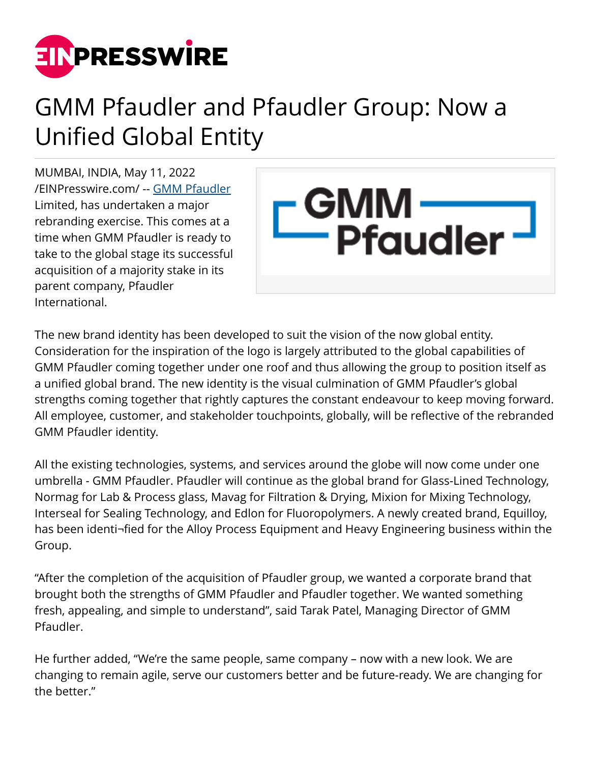# GMM Pfaudler and Pfaudler Group: Now a Unified Global Entity

MUMBAI, INDIA, May 11, 2022 /EINPresswire.com/ -- GMM Pfaudler Limited, has undertaken a major rebranding exercise. This comes at a time when GMM Pfaudler is ready to take to the global stage its successful acquisition of a majority stake in its parent company, Pfaudler International.

The new brand identity has been developed to suit the vision of the now global entity. Consideration for the inspiration of the logo is largely attributed to the global capabilities of GMM Pfaudler coming together under one roof and thus allowing the group to position itself as a unified global brand. The new identity is the visual culmination of GMM Pfaudler's global strengths coming together that rightly captures the constant endeavour to keep moving forward. All employee, customer, and stakeholder touchpoints, globally, will be reflective of the rebranded GMM Pfaudler identity.

All the existing technologies, systems, and services around the globe will now come under one umbrella - GMM Pfaudler. Pfaudler will continue as the global brand for Glass-Lined Technology, Normag for Lab & Process glass, Mavag for Filtration & Drying, Mixion for Mixing Technology, Interseal for Sealing Technology, and Edlon for Fluoropolymers. A newly created brand, Equilloy, has been identi¬fied for the Alloy Process Equipment and Heavy Engineering business within the Group.

"After the completion of the acquisition of Pfaudler group, we wanted a corporate brand that brought both the strengths of GMM Pfaudler and Pfaudler together. We wanted something fresh, appealing, and simple to understand", said Tarak Patel, Managing Director of GMM Pfaudler.

He further added, "We're the same people, same company – now with a new look. We are changing to remain agile, serve our customers better and be future-ready. We are changing for the better."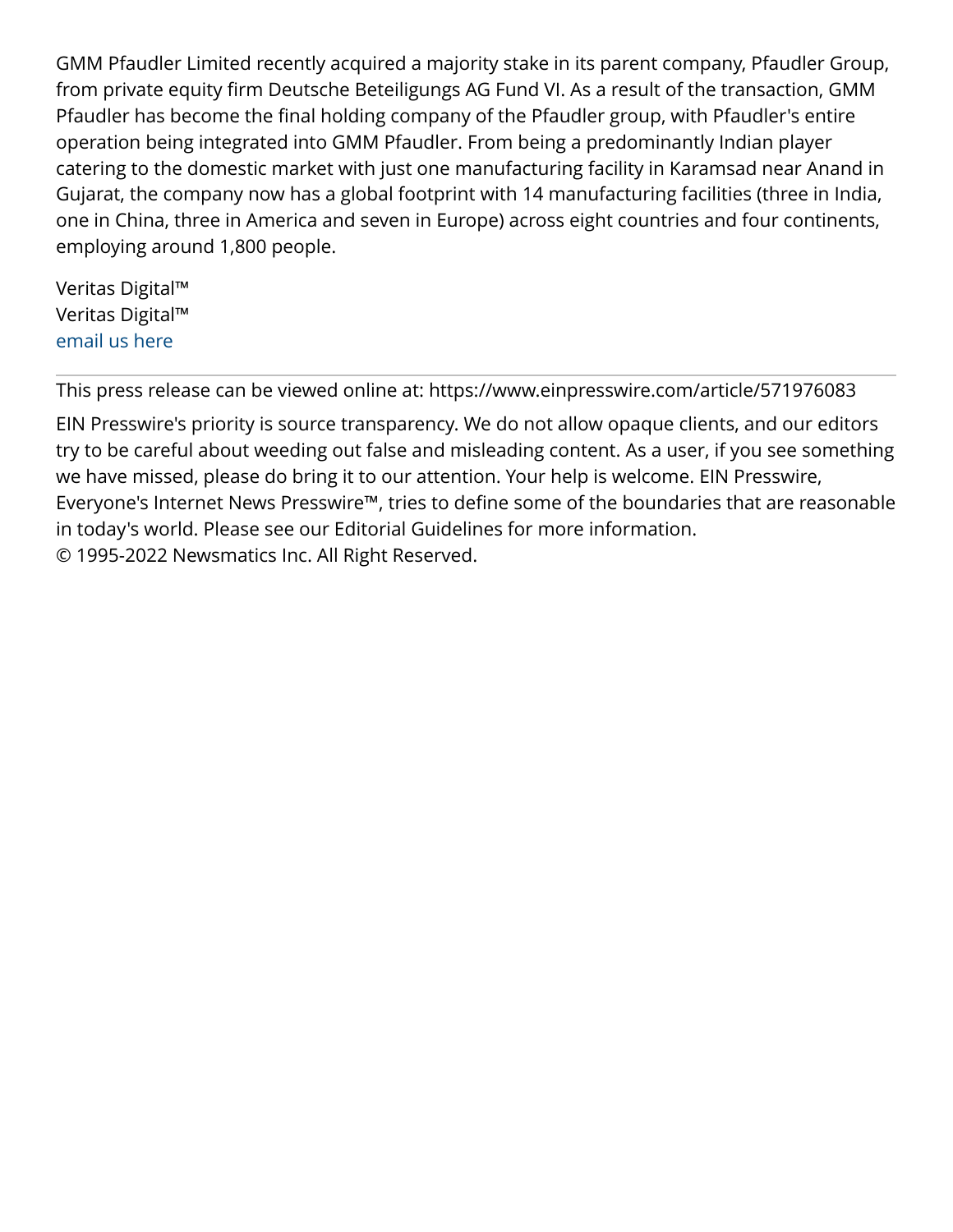GMM Pfaudler Limited recently acquired a majority stake in its parent company, Pfaudler Group, from private equity firm Deutsche Beteiligungs AG Fund VI. As a result of the transaction, GMM Pfaudler has become the final holding company of the Pfaudler group, with Pfaudler's entire operation being integrated into GMM Pfaudler. From being a predominantly Indian player catering to the domestic market with just one manufacturing facility in Karamsad near Anand in Gujarat, the company now has a global footprint with 14 manufacturing facilities (three in India, one in China, three in America and seven in Europe) across eight countries and four continents, employing around 1,800 people.

Veritas Digital™
Veritas Digital™
email us here

---

This press release can be viewed online at: https://www.einpresswire.com/article/571976083

EIN Presswire's priority is source transparency. We do not allow opaque clients, and our editors try to be careful about weeding out false and misleading content. As a user, if you see something we have missed, please do bring it to our attention. Your help is welcome. EIN Presswire, Everyone's Internet News Presswire™, tries to define some of the boundaries that are reasonable in today's world. Please see our Editorial Guidelines for more information.
© 1995-2022 Newsmatics Inc. All Right Reserved.